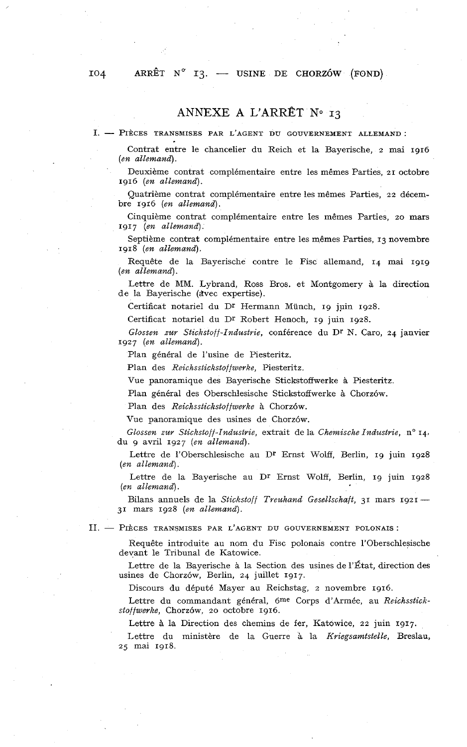# ANNEXE A L'ARRÊT N° 13

I. — PIÈCES TRANSMISES PAR L'AGENT DU GOUVERNEMENT ALLEMAND :

Contrat entre le chancelier du Reich et la Bayerische, 2 mai 1916 (*en allemand*).

Deuxième contrat complémentaire entre les mêmes Parties, 21 octobre 1916 (*en allemand*).

Quatrième contrat complémentaire entre les mêmes Parties, 22 décembre 1916 (*en allemand*).

Cinquième contrat complémentaire entre les mêmes Parties, 20 mars 1917 (*en allemand*).

Septième contrat complémentaire entre les mêmes Parties, 13 novembre 1918 (*en allemand*).

Requête de la Bayerische contre le Fisc allemand, 14 mai 1919 (*en allemand*).

Lettre de MM. Lybrand, Ross Bros. et Montgomery à la direction de la Bayerische (avec expertise).

Certificat notariel du Dr Hermann Münch, 19 juin 1928.

Certificat notariel du Dr Robert Henoch, 19 juin 1928.

*Glossen zur Stickstoff-Industrie*, conférence du Dr N. Caro, 24 janvier 1927 (*en allemand*).

Plan général de l'usine de Piesteritz.

Plan des *Reichsstickstoffwerke*, Piesteritz.

Vue panoramique des Bayerische Stickstoffwerke à Piesteritz.

Plan général des Oberschlesische Stickstoffwerke à Chorzów.

Plan des *Reichsstickstoffwerke* à Chorzów.

Vue panoramique des usines de Chorzów.

*Glossen zur Stickstoff-Industrie*, extrait de la *Chemische Industrie*, n° 14, du 9 avril 1927 (*en allemand*).

Lettre de l'Oberschlesische au Dr Ernst Wolff, Berlin, 19 juin 1928 (*en allemand*).

Lettre de la Bayerische au Dr Ernst Wolff, Berlin, 19 juin 1928 (*en allemand*).

Bilans annuels de la *Stickstoff Treuhand Gesellschaft*, 31 mars 1921 — 31 mars 1928 (*en allemand*).

II. — PIÈCES TRANSMISES PAR L'AGENT DU GOUVERNEMENT POLONAIS :

Requête introduite au nom du Fisc polonais contre l'Oberschlesische devant le Tribunal de Katowice.

Lettre de la Bayerische à la Section des usines de l'État, direction des usines de Chorzów, Berlin, 24 juillet 1917.

Discours du député Mayer au Reichstag, 2 novembre 1916.

Lettre du commandant général, 6me Corps d'Armée, au *Reichsstickstoffwerke*, Chorzów, 20 octobre 1916.

Lettre à la Direction des chemins de fer, Katowice, 22 juin 1917.

Lettre du ministère de la Guerre à la *Kriegsamtstelle*, Breslau, 25 mai 1918.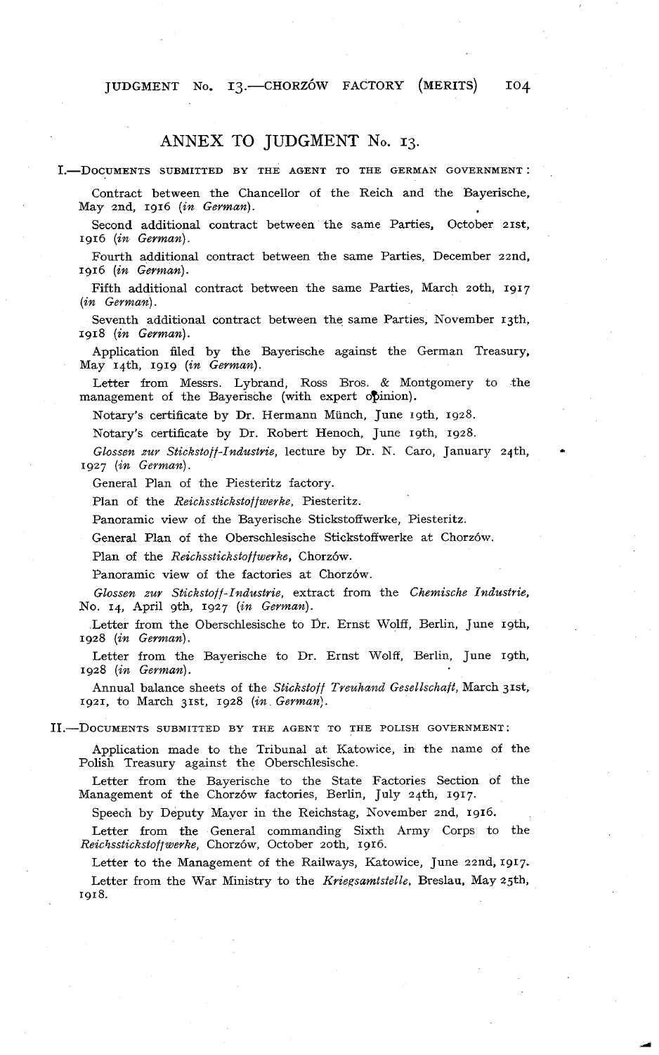## ANNEX TO JUDGMENT No. 13.

I.—DOCUMENTS SUBMITTED BY THE AGENT TO THE GERMAN GOVERNMENT:

Contract between the Chancellor of the Reich and the Bayerische, May 2nd, 1916 (*in German*).

Second additional contract between the same Parties, October 21st, 1916 (*in German*).

Fourth additional contract between the same Parties, December 22nd, 1916 (*in German*).

Fifth additional contract between the same Parties, March 20th, 1917 (*in German*).

Seventh additional contract between the same Parties, November 13th, 1918 (*in German*).

Application filed by the Bayerische against the German Treasury, May 14th, 1919 (*in German*).

Letter from Messrs. Lybrand, Ross Bros. & Montgomery to the management of the Bayerische (with expert opinion).

Notary's certificate by Dr. Hermann Münch, June 19th, 1928.

Notary's certificate by Dr. Robert Henoch, June 19th, 1928.

*Glossen zur Stickstoff-Industrie*, lecture by Dr. N. Caro, January 24th, 1927 (*in German*).

General Plan of the Piesteritz factory.

Plan of the *Reichsstickstoffwerke*, Piesteritz.

Panoramic view of the Bayerische Stickstoffwerke, Piesteritz.

General Plan of the Oberschlesische Stickstoffwerke at Chorzów.

Plan of the *Reichsstickstoffwerke*, Chorzów.

Panoramic view of the factories at Chorzów.

*Glossen zur Stickstoff-Industrie*, extract from the *Chemische Industrie*, No. 14, April 9th, 1927 (*in German*).

Letter from the Oberschlesische to Dr. Ernst Wolff, Berlin, June 19th, 1928 (*in German*).

Letter from the Bayerische to Dr. Ernst Wolff, Berlin, June 19th, 1928 (*in German*).

Annual balance sheets of the *Stickstoff Treuhand Gesellschaft*, March 31st, 1921, to March 31st, 1928 (*in German*).

II.—DOCUMENTS SUBMITTED BY THE AGENT TO THE POLISH GOVERNMENT:

Application made to the Tribunal at Katowice, in the name of the Polish Treasury against the Oberschlesische.

Letter from the Bayerische to the State Factories Section of the Management of the Chorzów factories, Berlin, July 24th, 1917.

Speech by Deputy Mayer in the Reichstag, November 2nd, 1916.

Letter from the General commanding Sixth Army Corps to the *Reichsstickstoffwerke*, Chorzów, October 20th, 1916.

Letter to the Management of the Railways, Katowice, June 22nd, 1917.

Letter from the War Ministry to the *Kriegsamtstelle*, Breslau, May 25th, 1918.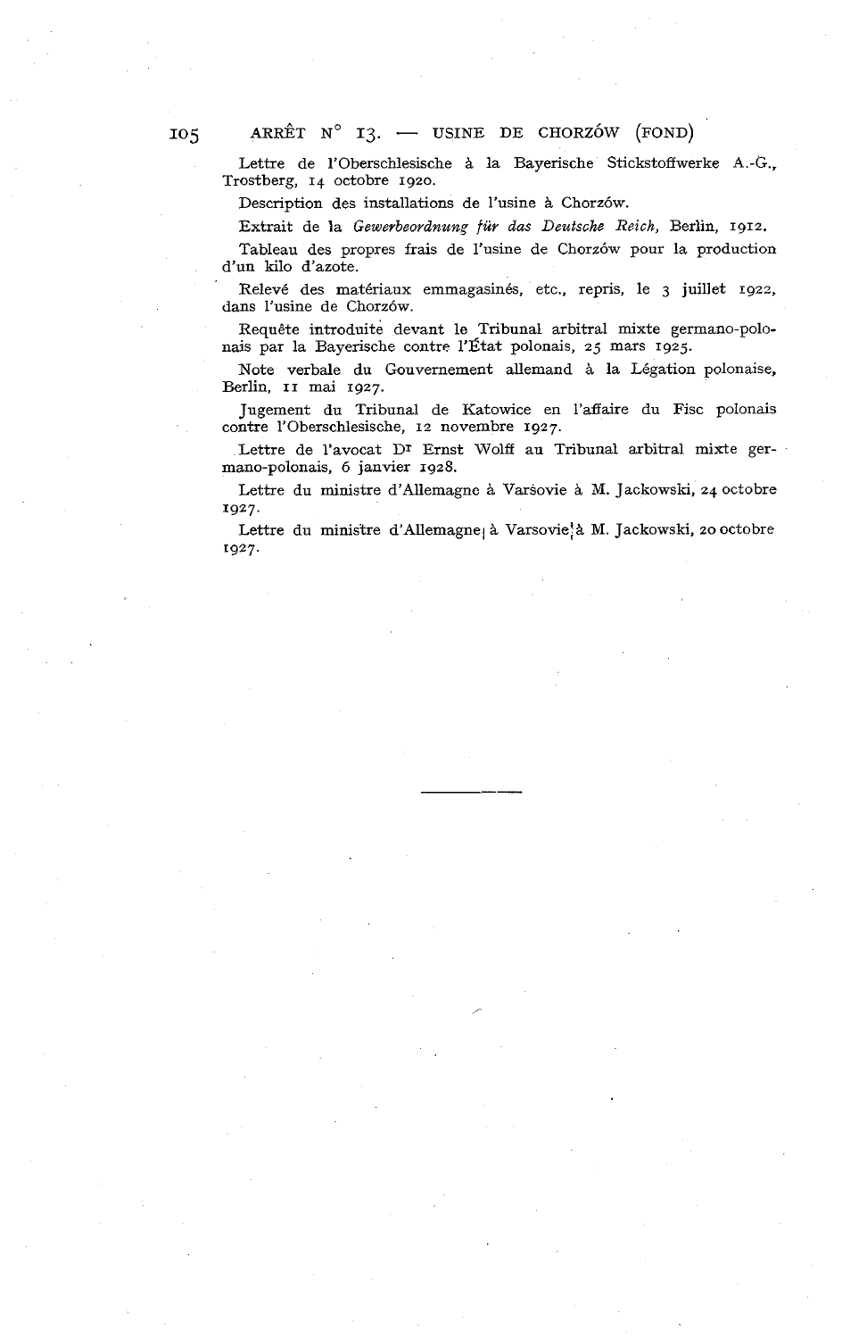Lettre de l'Oberschlesische à la Bayerische Stickstoffwerke A.-G., Trostberg, 14 octobre 1920.

Description des installations de l'usine à Chorzów.

Extrait de la *Gewerbeordnung für das Deutsche Reich,* Berlin, 1912.

Tableau des propres frais de l'usine de Chorzów pour la production d'un kilo d'azote.

Relevé des matériaux emmagasinés, etc., repris, le 3 juillet 1922, dans l'usine de Chorzów.

Requête introduite devant le Tribunal arbitral mixte germano-polonais par la Bayerische contre l'État polonais, 25 mars 1925.

Note verbale du Gouvernement allemand à la Légation polonaise, Berlin, 11 mai 1927.

Jugement du Tribunal de Katowice en l'affaire du Fisc polonais contre l'Oberschlesische, 12 novembre 1927.

Lettre de l'avocat Dr Ernst Wolff au Tribunal arbitral mixte germano-polonais, 6 janvier 1928.

Lettre du ministre d'Allemagne à Varsovie à M. Jackowski, 24 octobre 1927.

Lettre du ministre d'Allemagne à Varsovie à M. Jackowski, 20 octobre 1927.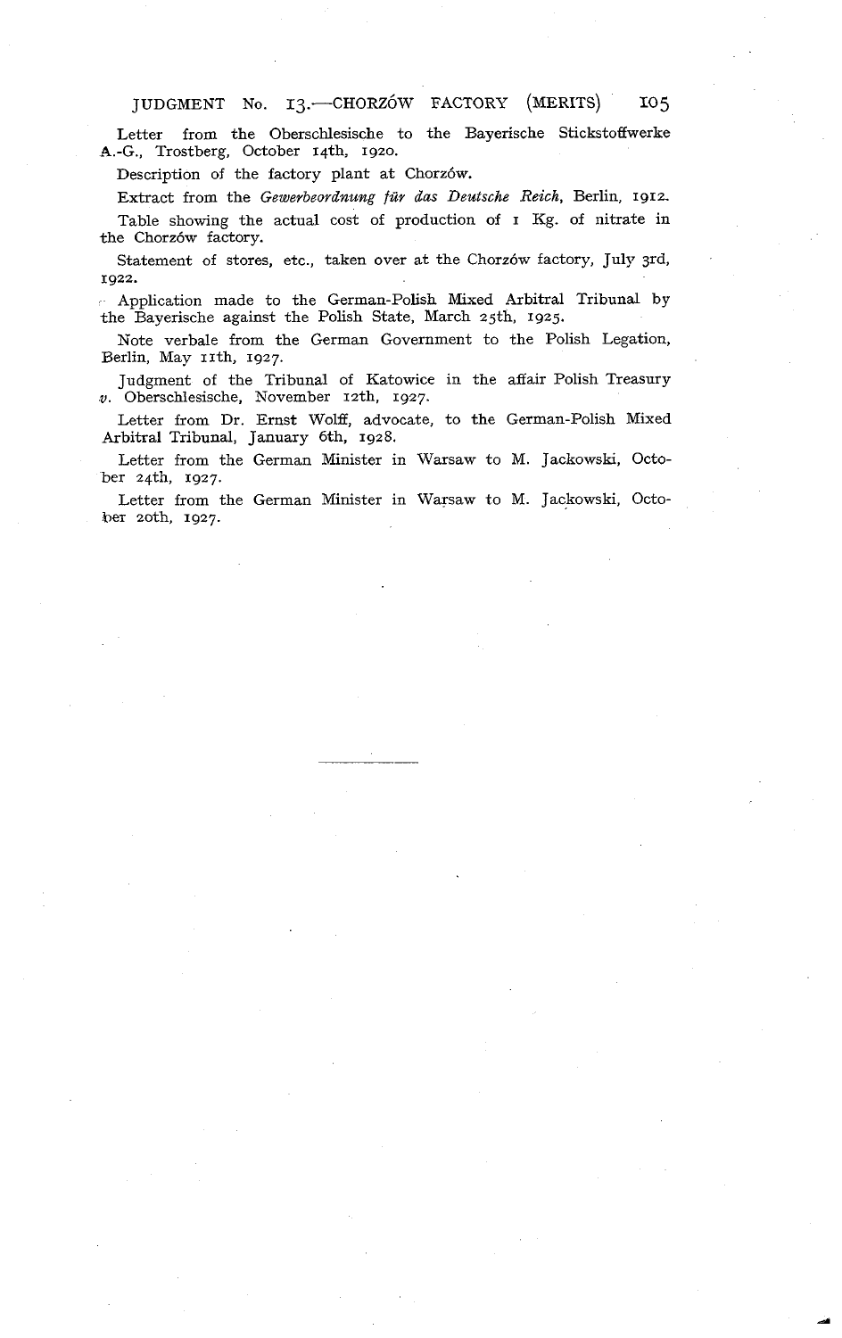Letter from the Oberschlesische to the Bayerische Stickstoffwerke A.-G., Trostberg, October 14th, 1920.

Description of the factory plant at Chorzów.

Extract from the *Gewerbeordnung für das Deutsche Reich*, Berlin, 1912.

Table showing the actual cost of production of 1 Kg. of nitrate in the Chorzów factory.

Statement of stores, etc., taken over at the Chorzów factory, July 3rd, 1922.

Application made to the German-Polish Mixed Arbitral Tribunal by the Bayerische against the Polish State, March 25th, 1925.

Note verbale from the German Government to the Polish Legation, Berlin, May 11th, 1927.

Judgment of the Tribunal of Katowice in the affair Polish Treasury *v.* Oberschlesische, November 12th, 1927.

Letter from Dr. Ernst Wolff, advocate, to the German-Polish Mixed Arbitral Tribunal, January 6th, 1928.

Letter from the German Minister in Warsaw to M. Jackowski, October 24th, 1927.

Letter from the German Minister in Warsaw to M. Jackowski, October 20th, 1927.